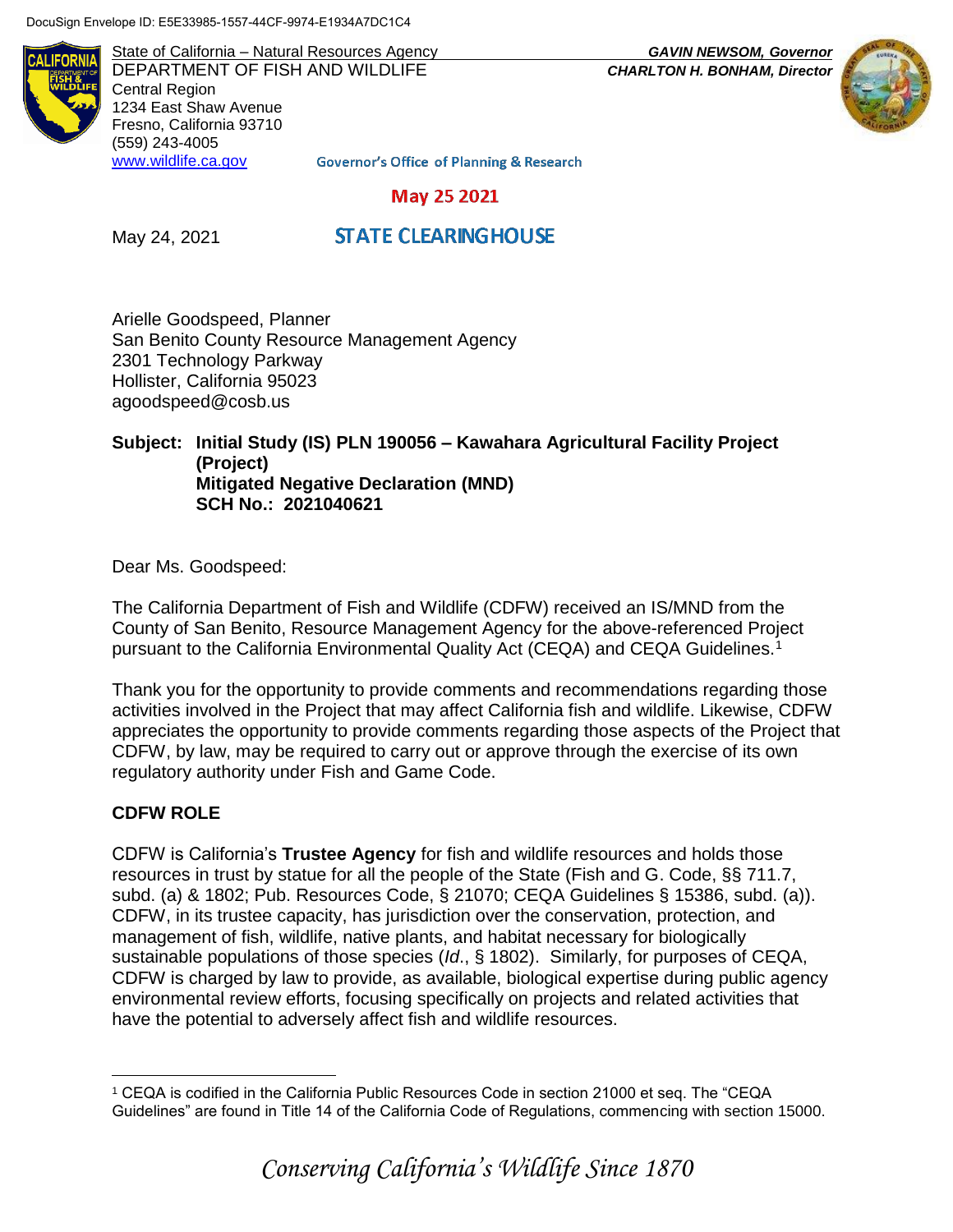DocuSign Envelope ID: E5E33985-1557-44CF-9974-E1934A7DC1C4

State of California – Natural Resources Agency
DEPARTMENT OF FISH AND WILDLIFE
Central Region
1234 East Shaw Avenue
Fresno, California 93710
(559) 243-4005
www.wildlife.ca.gov

***GAVIN NEWSOM, Governor***
***CHARLTON H. BONHAM, Director***

Governor's Office of Planning & Research

May 25 2021

STATE CLEARINGHOUSE

May 24, 2021

Arielle Goodspeed, Planner
San Benito County Resource Management Agency
2301 Technology Parkway
Hollister, California 95023
agoodspeed@cosb.us

**Subject: Initial Study (IS) PLN 190056 – Kawahara Agricultural Facility Project (Project)**
**Mitigated Negative Declaration (MND)**
**SCH No.: 2021040621**

Dear Ms. Goodspeed:

The California Department of Fish and Wildlife (CDFW) received an IS/MND from the County of San Benito, Resource Management Agency for the above-referenced Project pursuant to the California Environmental Quality Act (CEQA) and CEQA Guidelines.[1]

Thank you for the opportunity to provide comments and recommendations regarding those activities involved in the Project that may affect California fish and wildlife. Likewise, CDFW appreciates the opportunity to provide comments regarding those aspects of the Project that CDFW, by law, may be required to carry out or approve through the exercise of its own regulatory authority under Fish and Game Code.

## CDFW ROLE

CDFW is California's **Trustee Agency** for fish and wildlife resources and holds those resources in trust by statue for all the people of the State (Fish and G. Code, §§ 711.7, subd. (a) & 1802; Pub. Resources Code, § 21070; CEQA Guidelines § 15386, subd. (a)). CDFW, in its trustee capacity, has jurisdiction over the conservation, protection, and management of fish, wildlife, native plants, and habitat necessary for biologically sustainable populations of those species (*Id*., § 1802). Similarly, for purposes of CEQA, CDFW is charged by law to provide, as available, biological expertise during public agency environmental review efforts, focusing specifically on projects and related activities that have the potential to adversely affect fish and wildlife resources.

[1] CEQA is codified in the California Public Resources Code in section 21000 et seq. The "CEQA Guidelines" are found in Title 14 of the California Code of Regulations, commencing with section 15000.

*Conserving California's Wildlife Since 1870*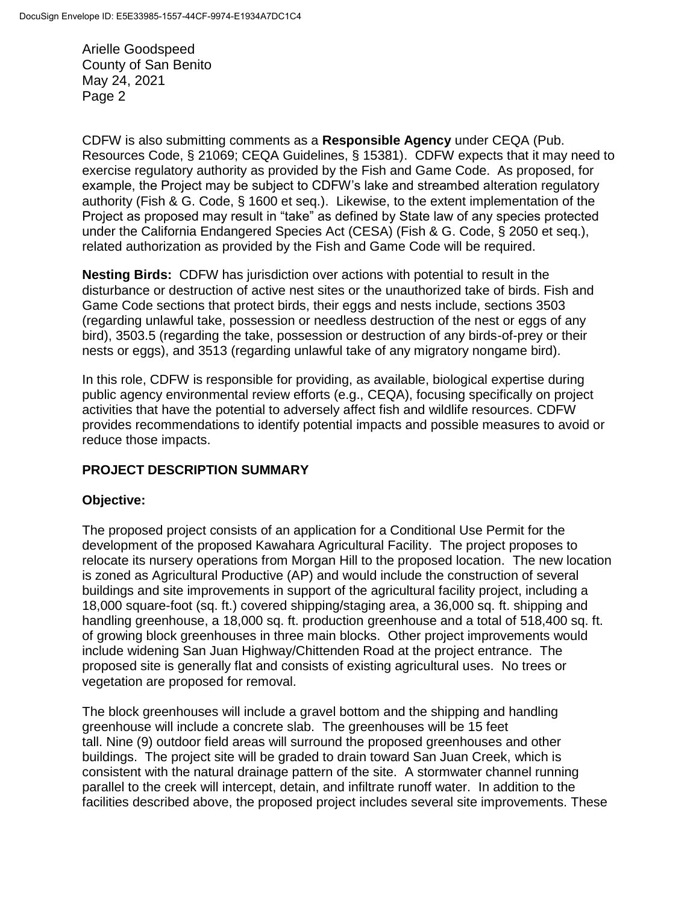CDFW is also submitting comments as a **Responsible Agency** under CEQA (Pub. Resources Code, § 21069; CEQA Guidelines, § 15381). CDFW expects that it may need to exercise regulatory authority as provided by the Fish and Game Code. As proposed, for example, the Project may be subject to CDFW's lake and streambed alteration regulatory authority (Fish & G. Code, § 1600 et seq.). Likewise, to the extent implementation of the Project as proposed may result in "take" as defined by State law of any species protected under the California Endangered Species Act (CESA) (Fish & G. Code, § 2050 et seq.), related authorization as provided by the Fish and Game Code will be required.

**Nesting Birds:** CDFW has jurisdiction over actions with potential to result in the disturbance or destruction of active nest sites or the unauthorized take of birds. Fish and Game Code sections that protect birds, their eggs and nests include, sections 3503 (regarding unlawful take, possession or needless destruction of the nest or eggs of any bird), 3503.5 (regarding the take, possession or destruction of any birds-of-prey or their nests or eggs), and 3513 (regarding unlawful take of any migratory nongame bird).

In this role, CDFW is responsible for providing, as available, biological expertise during public agency environmental review efforts (e.g., CEQA), focusing specifically on project activities that have the potential to adversely affect fish and wildlife resources. CDFW provides recommendations to identify potential impacts and possible measures to avoid or reduce those impacts.

## PROJECT DESCRIPTION SUMMARY

### Objective:

The proposed project consists of an application for a Conditional Use Permit for the development of the proposed Kawahara Agricultural Facility. The project proposes to relocate its nursery operations from Morgan Hill to the proposed location. The new location is zoned as Agricultural Productive (AP) and would include the construction of several buildings and site improvements in support of the agricultural facility project, including a 18,000 square-foot (sq. ft.) covered shipping/staging area, a 36,000 sq. ft. shipping and handling greenhouse, a 18,000 sq. ft. production greenhouse and a total of 518,400 sq. ft. of growing block greenhouses in three main blocks. Other project improvements would include widening San Juan Highway/Chittenden Road at the project entrance. The proposed site is generally flat and consists of existing agricultural uses. No trees or vegetation are proposed for removal.

The block greenhouses will include a gravel bottom and the shipping and handling greenhouse will include a concrete slab. The greenhouses will be 15 feet tall. Nine (9) outdoor field areas will surround the proposed greenhouses and other buildings. The project site will be graded to drain toward San Juan Creek, which is consistent with the natural drainage pattern of the site. A stormwater channel running parallel to the creek will intercept, detain, and infiltrate runoff water. In addition to the facilities described above, the proposed project includes several site improvements. These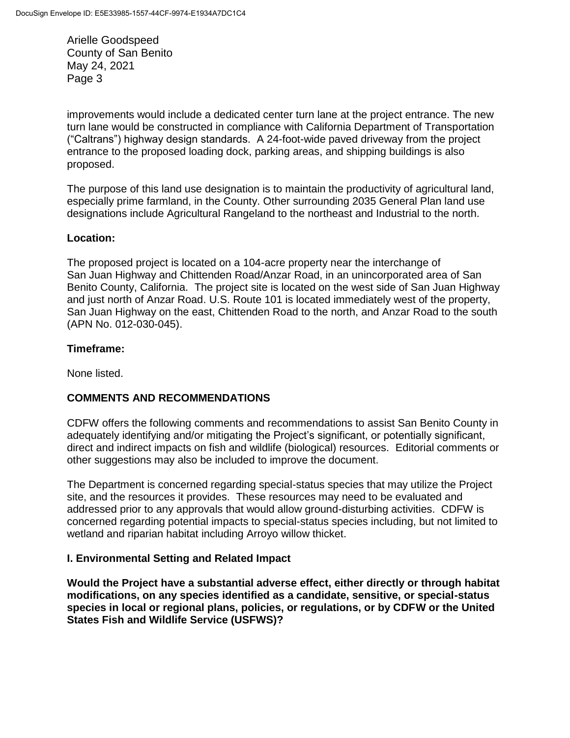improvements would include a dedicated center turn lane at the project entrance. The new turn lane would be constructed in compliance with California Department of Transportation ("Caltrans") highway design standards. A 24-foot-wide paved driveway from the project entrance to the proposed loading dock, parking areas, and shipping buildings is also proposed.

The purpose of this land use designation is to maintain the productivity of agricultural land, especially prime farmland, in the County. Other surrounding 2035 General Plan land use designations include Agricultural Rangeland to the northeast and Industrial to the north.

**Location:**

The proposed project is located on a 104-acre property near the interchange of San Juan Highway and Chittenden Road/Anzar Road, in an unincorporated area of San Benito County, California. The project site is located on the west side of San Juan Highway and just north of Anzar Road. U.S. Route 101 is located immediately west of the property, San Juan Highway on the east, Chittenden Road to the north, and Anzar Road to the south (APN No. 012-030-045).

**Timeframe:**

None listed.

## COMMENTS AND RECOMMENDATIONS

CDFW offers the following comments and recommendations to assist San Benito County in adequately identifying and/or mitigating the Project's significant, or potentially significant, direct and indirect impacts on fish and wildlife (biological) resources. Editorial comments or other suggestions may also be included to improve the document.

The Department is concerned regarding special-status species that may utilize the Project site, and the resources it provides. These resources may need to be evaluated and addressed prior to any approvals that would allow ground-disturbing activities. CDFW is concerned regarding potential impacts to special-status species including, but not limited to wetland and riparian habitat including Arroyo willow thicket.

### I. Environmental Setting and Related Impact

**Would the Project have a substantial adverse effect, either directly or through habitat modifications, on any species identified as a candidate, sensitive, or special-status species in local or regional plans, policies, or regulations, or by CDFW or the United States Fish and Wildlife Service (USFWS)?**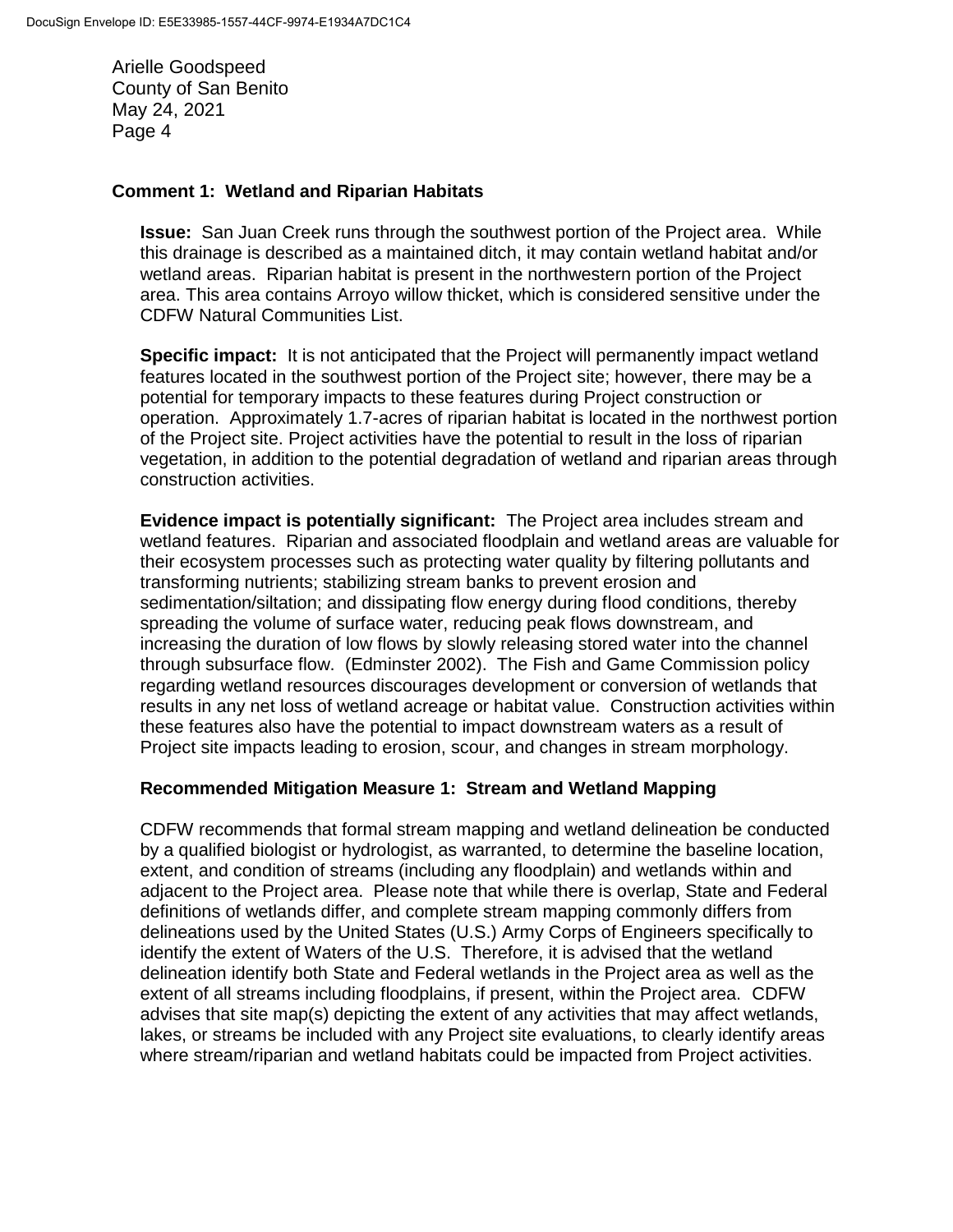### Comment 1: Wetland and Riparian Habitats

**Issue:** San Juan Creek runs through the southwest portion of the Project area. While this drainage is described as a maintained ditch, it may contain wetland habitat and/or wetland areas. Riparian habitat is present in the northwestern portion of the Project area. This area contains Arroyo willow thicket, which is considered sensitive under the CDFW Natural Communities List.

**Specific impact:** It is not anticipated that the Project will permanently impact wetland features located in the southwest portion of the Project site; however, there may be a potential for temporary impacts to these features during Project construction or operation. Approximately 1.7-acres of riparian habitat is located in the northwest portion of the Project site. Project activities have the potential to result in the loss of riparian vegetation, in addition to the potential degradation of wetland and riparian areas through construction activities.

**Evidence impact is potentially significant:** The Project area includes stream and wetland features. Riparian and associated floodplain and wetland areas are valuable for their ecosystem processes such as protecting water quality by filtering pollutants and transforming nutrients; stabilizing stream banks to prevent erosion and sedimentation/siltation; and dissipating flow energy during flood conditions, thereby spreading the volume of surface water, reducing peak flows downstream, and increasing the duration of low flows by slowly releasing stored water into the channel through subsurface flow. (Edminster 2002). The Fish and Game Commission policy regarding wetland resources discourages development or conversion of wetlands that results in any net loss of wetland acreage or habitat value. Construction activities within these features also have the potential to impact downstream waters as a result of Project site impacts leading to erosion, scour, and changes in stream morphology.

#### Recommended Mitigation Measure 1: Stream and Wetland Mapping

CDFW recommends that formal stream mapping and wetland delineation be conducted by a qualified biologist or hydrologist, as warranted, to determine the baseline location, extent, and condition of streams (including any floodplain) and wetlands within and adjacent to the Project area. Please note that while there is overlap, State and Federal definitions of wetlands differ, and complete stream mapping commonly differs from delineations used by the United States (U.S.) Army Corps of Engineers specifically to identify the extent of Waters of the U.S. Therefore, it is advised that the wetland delineation identify both State and Federal wetlands in the Project area as well as the extent of all streams including floodplains, if present, within the Project area. CDFW advises that site map(s) depicting the extent of any activities that may affect wetlands, lakes, or streams be included with any Project site evaluations, to clearly identify areas where stream/riparian and wetland habitats could be impacted from Project activities.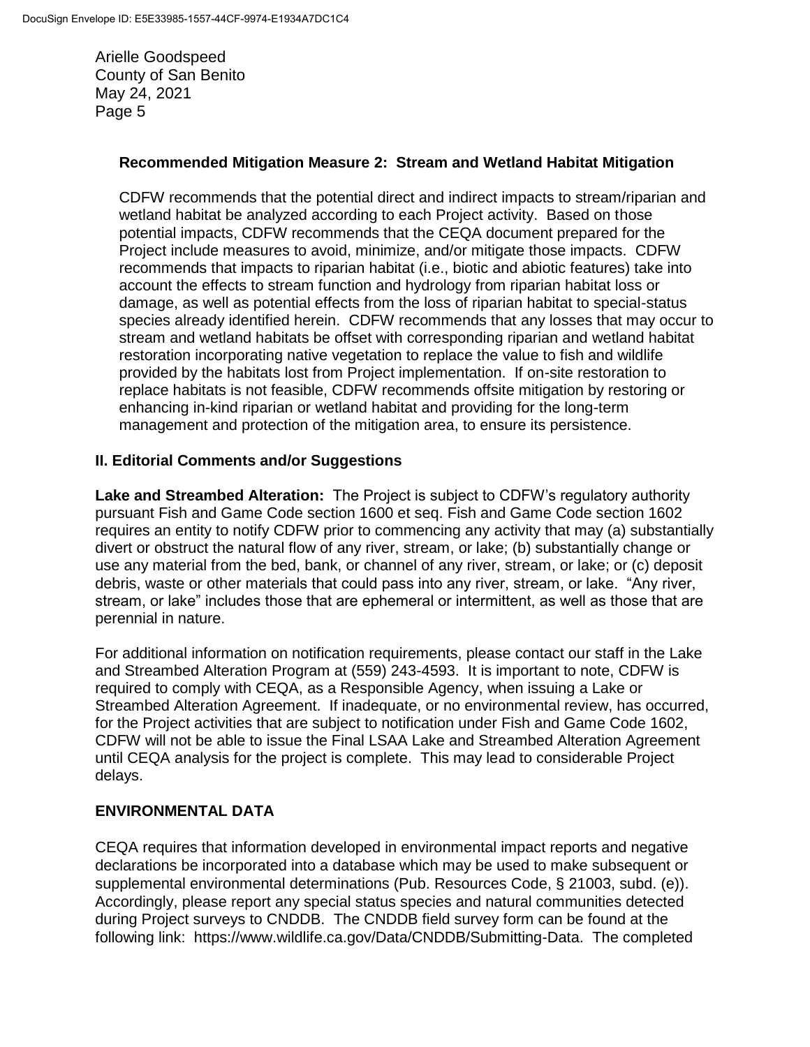**Recommended Mitigation Measure 2: Stream and Wetland Habitat Mitigation**

CDFW recommends that the potential direct and indirect impacts to stream/riparian and wetland habitat be analyzed according to each Project activity. Based on those potential impacts, CDFW recommends that the CEQA document prepared for the Project include measures to avoid, minimize, and/or mitigate those impacts. CDFW recommends that impacts to riparian habitat (i.e., biotic and abiotic features) take into account the effects to stream function and hydrology from riparian habitat loss or damage, as well as potential effects from the loss of riparian habitat to special-status species already identified herein. CDFW recommends that any losses that may occur to stream and wetland habitats be offset with corresponding riparian and wetland habitat restoration incorporating native vegetation to replace the value to fish and wildlife provided by the habitats lost from Project implementation. If on-site restoration to replace habitats is not feasible, CDFW recommends offsite mitigation by restoring or enhancing in-kind riparian or wetland habitat and providing for the long-term management and protection of the mitigation area, to ensure its persistence.

## II. Editorial Comments and/or Suggestions

**Lake and Streambed Alteration:** The Project is subject to CDFW's regulatory authority pursuant Fish and Game Code section 1600 et seq. Fish and Game Code section 1602 requires an entity to notify CDFW prior to commencing any activity that may (a) substantially divert or obstruct the natural flow of any river, stream, or lake; (b) substantially change or use any material from the bed, bank, or channel of any river, stream, or lake; or (c) deposit debris, waste or other materials that could pass into any river, stream, or lake. "Any river, stream, or lake" includes those that are ephemeral or intermittent, as well as those that are perennial in nature.

For additional information on notification requirements, please contact our staff in the Lake and Streambed Alteration Program at (559) 243-4593. It is important to note, CDFW is required to comply with CEQA, as a Responsible Agency, when issuing a Lake or Streambed Alteration Agreement. If inadequate, or no environmental review, has occurred, for the Project activities that are subject to notification under Fish and Game Code 1602, CDFW will not be able to issue the Final LSAA Lake and Streambed Alteration Agreement until CEQA analysis for the project is complete. This may lead to considerable Project delays.

## ENVIRONMENTAL DATA

CEQA requires that information developed in environmental impact reports and negative declarations be incorporated into a database which may be used to make subsequent or supplemental environmental determinations (Pub. Resources Code, § 21003, subd. (e)). Accordingly, please report any special status species and natural communities detected during Project surveys to CNDDB. The CNDDB field survey form can be found at the following link: https://www.wildlife.ca.gov/Data/CNDDB/Submitting-Data. The completed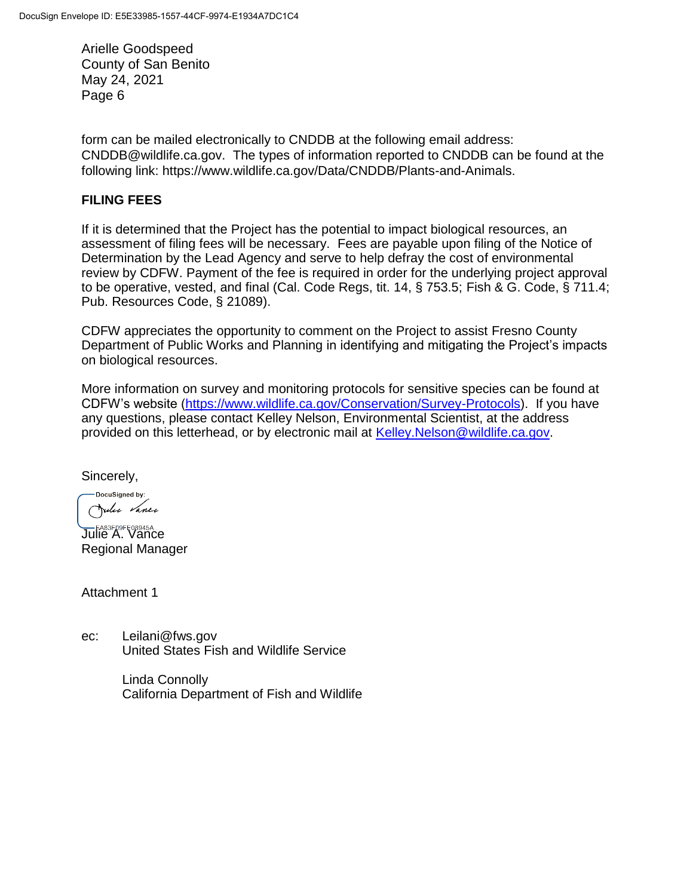form can be mailed electronically to CNDDB at the following email address: CNDDB@wildlife.ca.gov. The types of information reported to CNDDB can be found at the following link: https://www.wildlife.ca.gov/Data/CNDDB/Plants-and-Animals.

**FILING FEES**

If it is determined that the Project has the potential to impact biological resources, an assessment of filing fees will be necessary. Fees are payable upon filing of the Notice of Determination by the Lead Agency and serve to help defray the cost of environmental review by CDFW. Payment of the fee is required in order for the underlying project approval to be operative, vested, and final (Cal. Code Regs, tit. 14, § 753.5; Fish & G. Code, § 711.4; Pub. Resources Code, § 21089).

CDFW appreciates the opportunity to comment on the Project to assist Fresno County Department of Public Works and Planning in identifying and mitigating the Project's impacts on biological resources.

More information on survey and monitoring protocols for sensitive species can be found at CDFW's website (https://www.wildlife.ca.gov/Conservation/Survey-Protocols). If you have any questions, please contact Kelley Nelson, Environmental Scientist, at the address provided on this letterhead, or by electronic mail at Kelley.Nelson@wildlife.ca.gov.

Sincerely,

DocuSigned by:
Julie Vance
EA83F09FE08945A

Julie A. Vance
Regional Manager

Attachment 1

ec: Leilani@fws.gov
United States Fish and Wildlife Service

Linda Connolly
California Department of Fish and Wildlife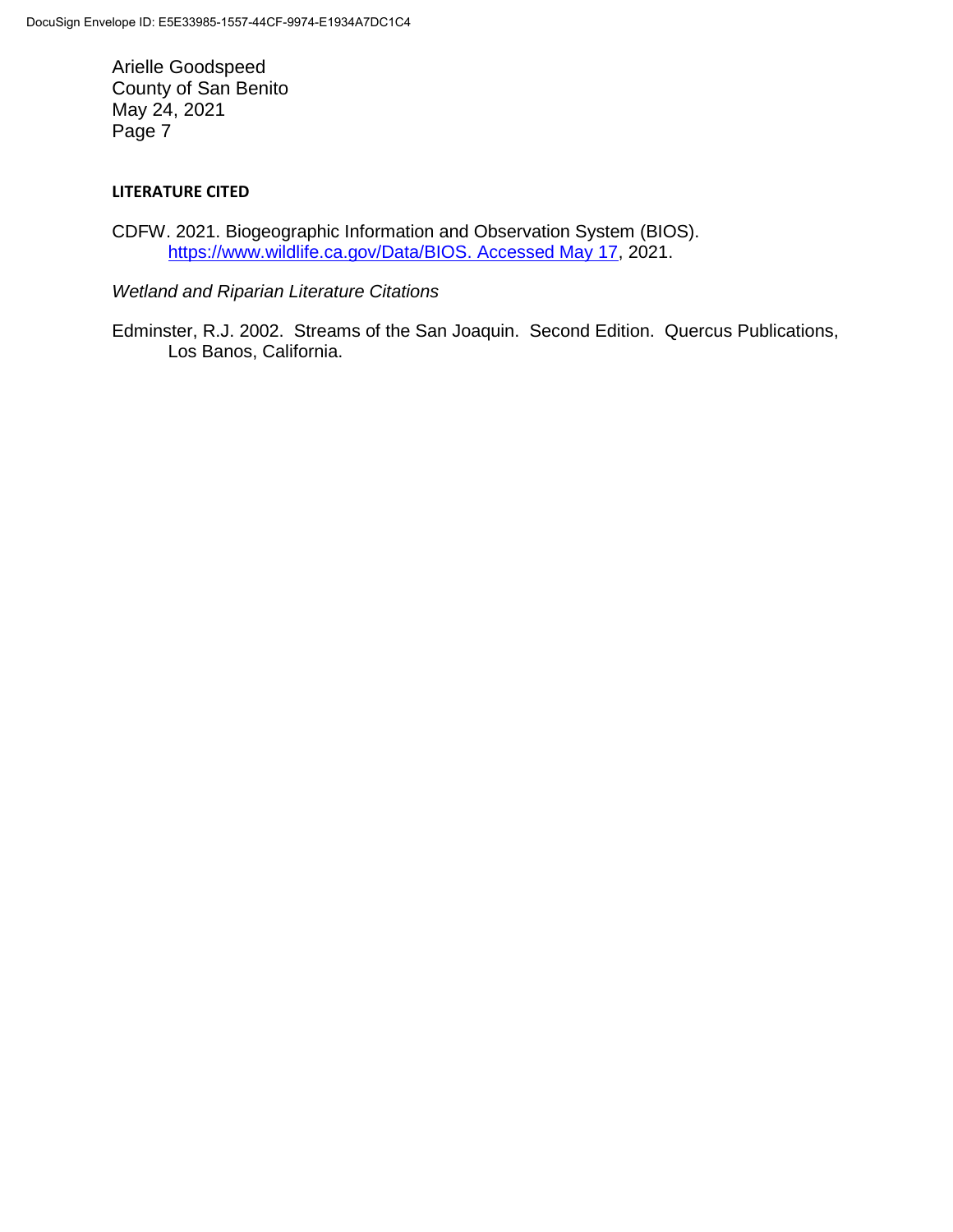**LITERATURE CITED**

CDFW. 2021. Biogeographic Information and Observation System (BIOS). https://www.wildlife.ca.gov/Data/BIOS. Accessed May 17, 2021.

*Wetland and Riparian Literature Citations*

Edminster, R.J. 2002. Streams of the San Joaquin. Second Edition. Quercus Publications, Los Banos, California.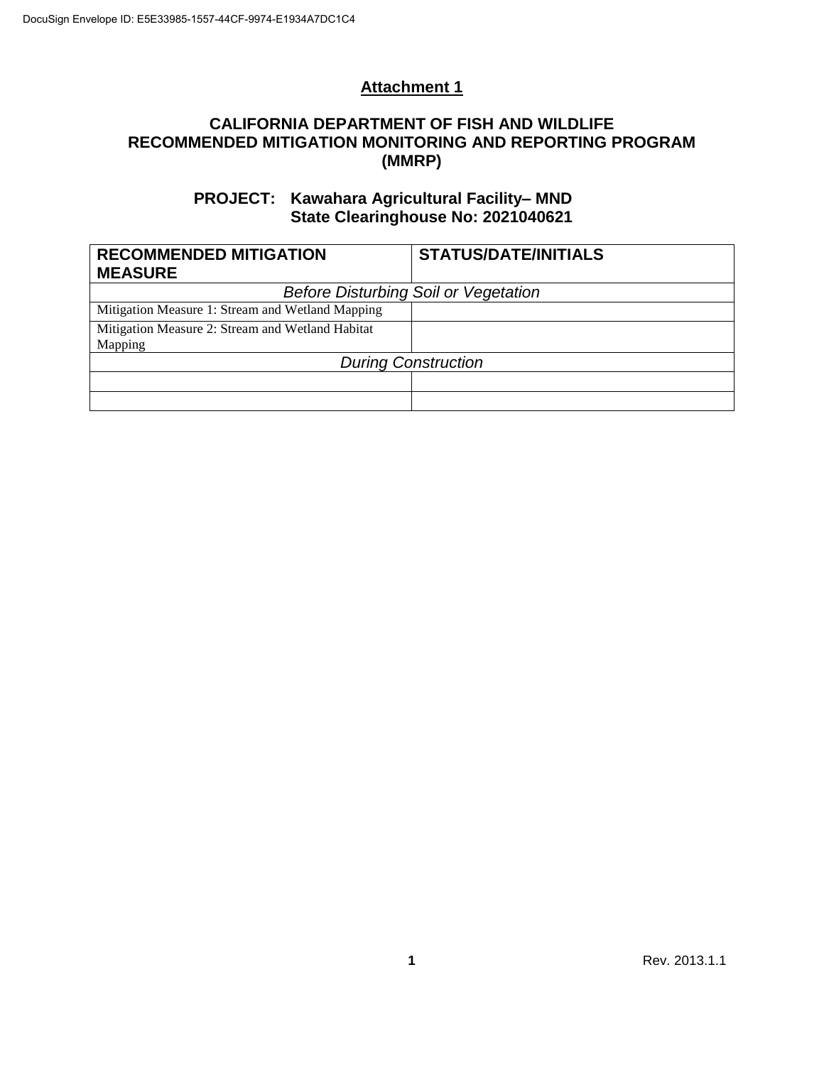## Attachment 1

### CALIFORNIA DEPARTMENT OF FISH AND WILDLIFE RECOMMENDED MITIGATION MONITORING AND REPORTING PROGRAM (MMRP)

### PROJECT: Kawahara Agricultural Facility– MND State Clearinghouse No: 2021040621

| RECOMMENDED MITIGATION MEASURE | STATUS/DATE/INITIALS |
|---|---|
| *Before Disturbing Soil or Vegetation* | |
| Mitigation Measure 1: Stream and Wetland Mapping | |
| Mitigation Measure 2: Stream and Wetland Habitat Mapping | |
| *During Construction* | |
| | |
| | |